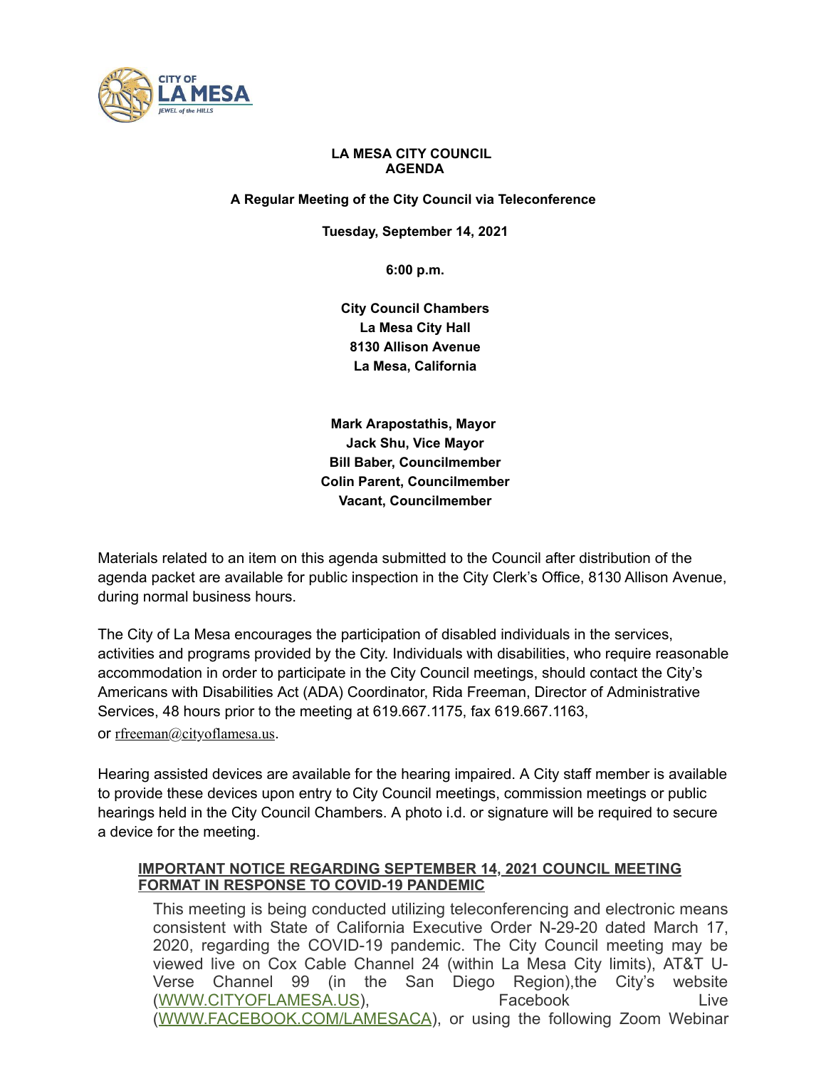# LA MESA CITY COUNCIL
# AGENDA

**A Regular Meeting of the City Council via Teleconference**

**Tuesday, September 14, 2021**

**6:00 p.m.**

**City Council Chambers**
**La Mesa City Hall**
**8130 Allison Avenue**
**La Mesa, California**

**Mark Arapostathis, Mayor**
**Jack Shu, Vice Mayor**
**Bill Baber, Councilmember**
**Colin Parent, Councilmember**
**Vacant, Councilmember**

Materials related to an item on this agenda submitted to the Council after distribution of the agenda packet are available for public inspection in the City Clerk's Office, 8130 Allison Avenue, during normal business hours.

The City of La Mesa encourages the participation of disabled individuals in the services, activities and programs provided by the City. Individuals with disabilities, who require reasonable accommodation in order to participate in the City Council meetings, should contact the City's Americans with Disabilities Act (ADA) Coordinator, Rida Freeman, Director of Administrative Services, 48 hours prior to the meeting at 619.667.1175, fax 619.667.1163, or rfreeman@cityoflamesa.us.

Hearing assisted devices are available for the hearing impaired. A City staff member is available to provide these devices upon entry to City Council meetings, commission meetings or public hearings held in the City Council Chambers. A photo i.d. or signature will be required to secure a device for the meeting.

**IMPORTANT NOTICE REGARDING SEPTEMBER 14, 2021 COUNCIL MEETING FORMAT IN RESPONSE TO COVID-19 PANDEMIC**

This meeting is being conducted utilizing teleconferencing and electronic means consistent with State of California Executive Order N-29-20 dated March 17, 2020, regarding the COVID-19 pandemic. The City Council meeting may be viewed live on Cox Cable Channel 24 (within La Mesa City limits), AT&T U-Verse Channel 99 (in the San Diego Region),the City's website (WWW.CITYOFLAMESA.US), Facebook Live (WWW.FACEBOOK.COM/LAMESACA), or using the following Zoom Webinar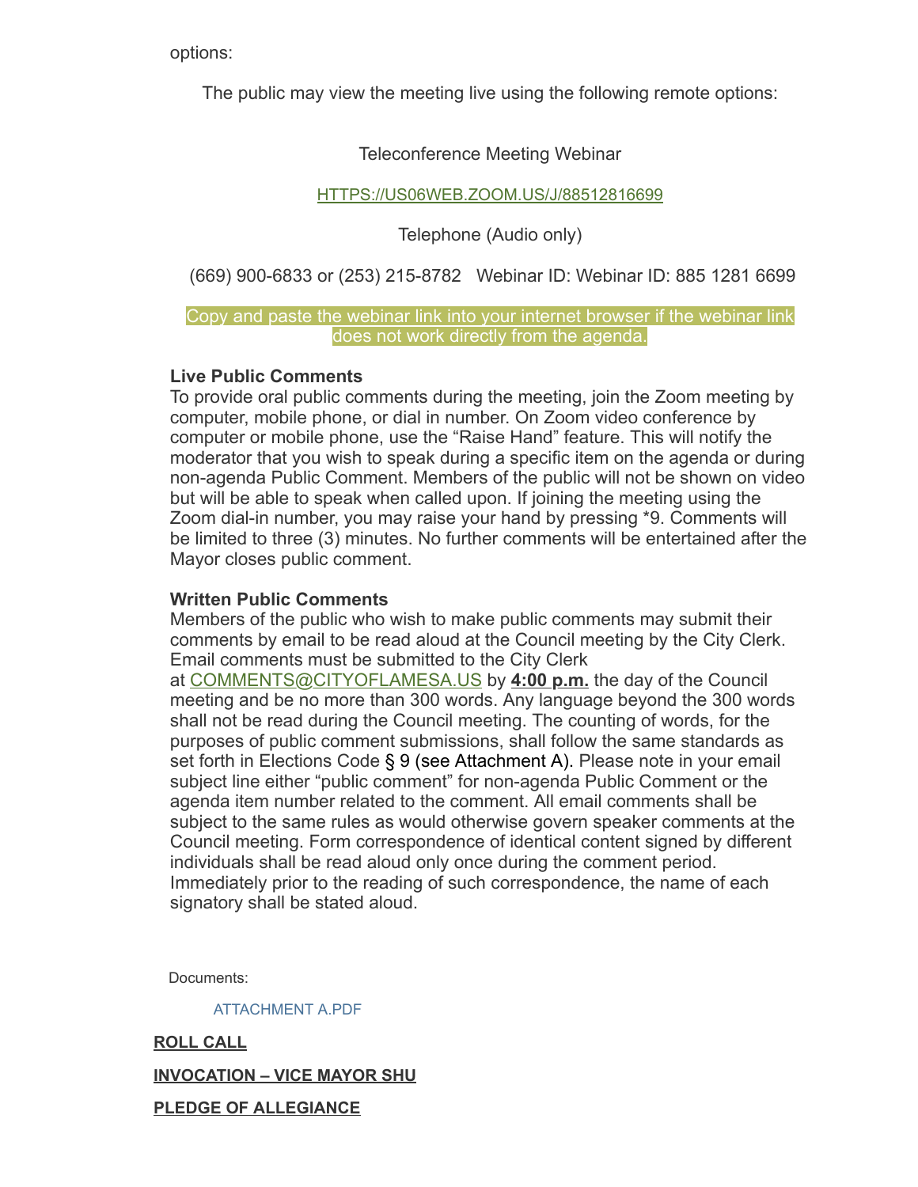options:

The public may view the meeting live using the following remote options:

Teleconference Meeting Webinar

[HTTPS://US06WEB.ZOOM.US/J/88512816699](HTTPS://US06WEB.ZOOM.US/J/88512816699)

Telephone (Audio only)

(669) 900-6833 or (253) 215-8782   Webinar ID: Webinar ID: 885 1281 6699

Copy and paste the webinar link into your internet browser if the webinar link does not work directly from the agenda.

**Live Public Comments**
To provide oral public comments during the meeting, join the Zoom meeting by computer, mobile phone, or dial in number. On Zoom video conference by computer or mobile phone, use the "Raise Hand" feature. This will notify the moderator that you wish to speak during a specific item on the agenda or during non-agenda Public Comment. Members of the public will not be shown on video but will be able to speak when called upon. If joining the meeting using the Zoom dial-in number, you may raise your hand by pressing *9. Comments will be limited to three (3) minutes. No further comments will be entertained after the Mayor closes public comment.

**Written Public Comments**
Members of the public who wish to make public comments may submit their comments by email to be read aloud at the Council meeting by the City Clerk. Email comments must be submitted to the City Clerk at [COMMENTS@CITYOFLAMESA.US](mailto:COMMENTS@CITYOFLAMESA.US) by **4:00 p.m.** the day of the Council meeting and be no more than 300 words. Any language beyond the 300 words shall not be read during the Council meeting. The counting of words, for the purposes of public comment submissions, shall follow the same standards as set forth in Elections Code § 9 (see Attachment A). Please note in your email subject line either "public comment" for non-agenda Public Comment or the agenda item number related to the comment. All email comments shall be subject to the same rules as would otherwise govern speaker comments at the Council meeting. Form correspondence of identical content signed by different individuals shall be read aloud only once during the comment period. Immediately prior to the reading of such correspondence, the name of each signatory shall be stated aloud.

Documents:

ATTACHMENT A.PDF

**ROLL CALL**

**INVOCATION – VICE MAYOR SHU**

**PLEDGE OF ALLEGIANCE**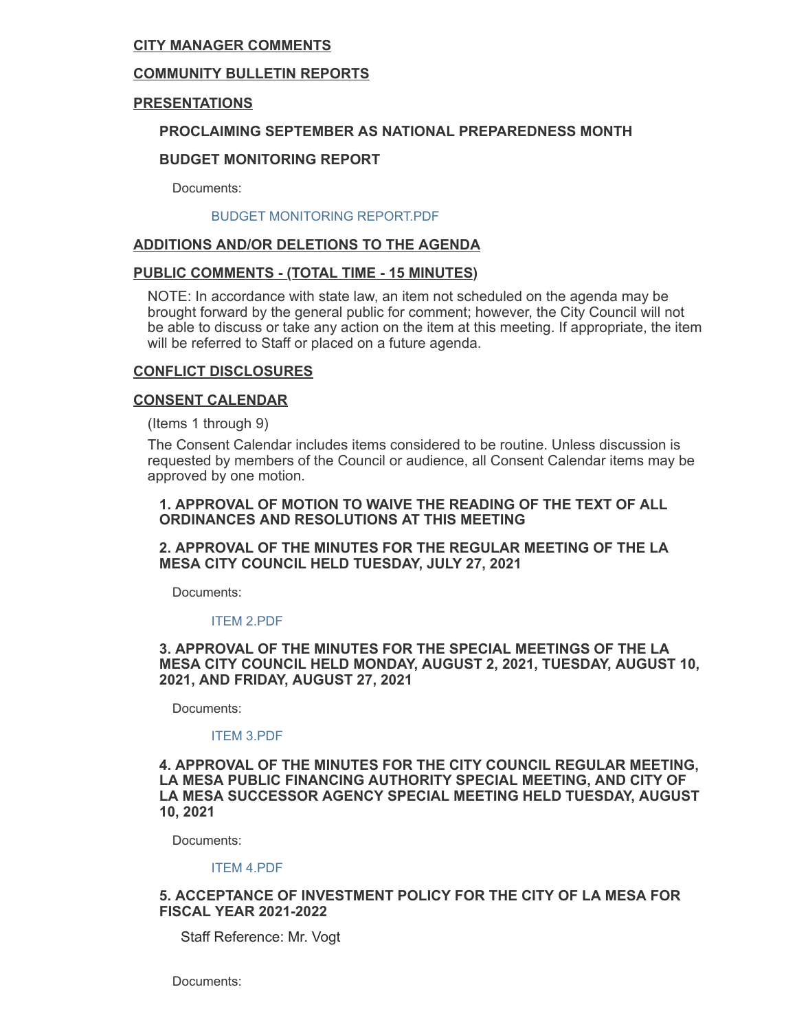## CITY MANAGER COMMENTS

## COMMUNITY BULLETIN REPORTS

## PRESENTATIONS

### PROCLAIMING SEPTEMBER AS NATIONAL PREPAREDNESS MONTH

### BUDGET MONITORING REPORT

Documents:

BUDGET MONITORING REPORT.PDF

## ADDITIONS AND/OR DELETIONS TO THE AGENDA

## PUBLIC COMMENTS - (TOTAL TIME - 15 MINUTES)

NOTE: In accordance with state law, an item not scheduled on the agenda may be brought forward by the general public for comment; however, the City Council will not be able to discuss or take any action on the item at this meeting. If appropriate, the item will be referred to Staff or placed on a future agenda.

## CONFLICT DISCLOSURES

## CONSENT CALENDAR

(Items 1 through 9)

The Consent Calendar includes items considered to be routine. Unless discussion is requested by members of the Council or audience, all Consent Calendar items may be approved by one motion.

### 1. APPROVAL OF MOTION TO WAIVE THE READING OF THE TEXT OF ALL ORDINANCES AND RESOLUTIONS AT THIS MEETING

### 2. APPROVAL OF THE MINUTES FOR THE REGULAR MEETING OF THE LA MESA CITY COUNCIL HELD TUESDAY, JULY 27, 2021

Documents:

ITEM 2.PDF

### 3. APPROVAL OF THE MINUTES FOR THE SPECIAL MEETINGS OF THE LA MESA CITY COUNCIL HELD MONDAY, AUGUST 2, 2021, TUESDAY, AUGUST 10, 2021, AND FRIDAY, AUGUST 27, 2021

Documents:

ITEM 3.PDF

### 4. APPROVAL OF THE MINUTES FOR THE CITY COUNCIL REGULAR MEETING, LA MESA PUBLIC FINANCING AUTHORITY SPECIAL MEETING, AND CITY OF LA MESA SUCCESSOR AGENCY SPECIAL MEETING HELD TUESDAY, AUGUST 10, 2021

Documents:

ITEM 4.PDF

### 5. ACCEPTANCE OF INVESTMENT POLICY FOR THE CITY OF LA MESA FOR FISCAL YEAR 2021-2022

Staff Reference: Mr. Vogt

Documents: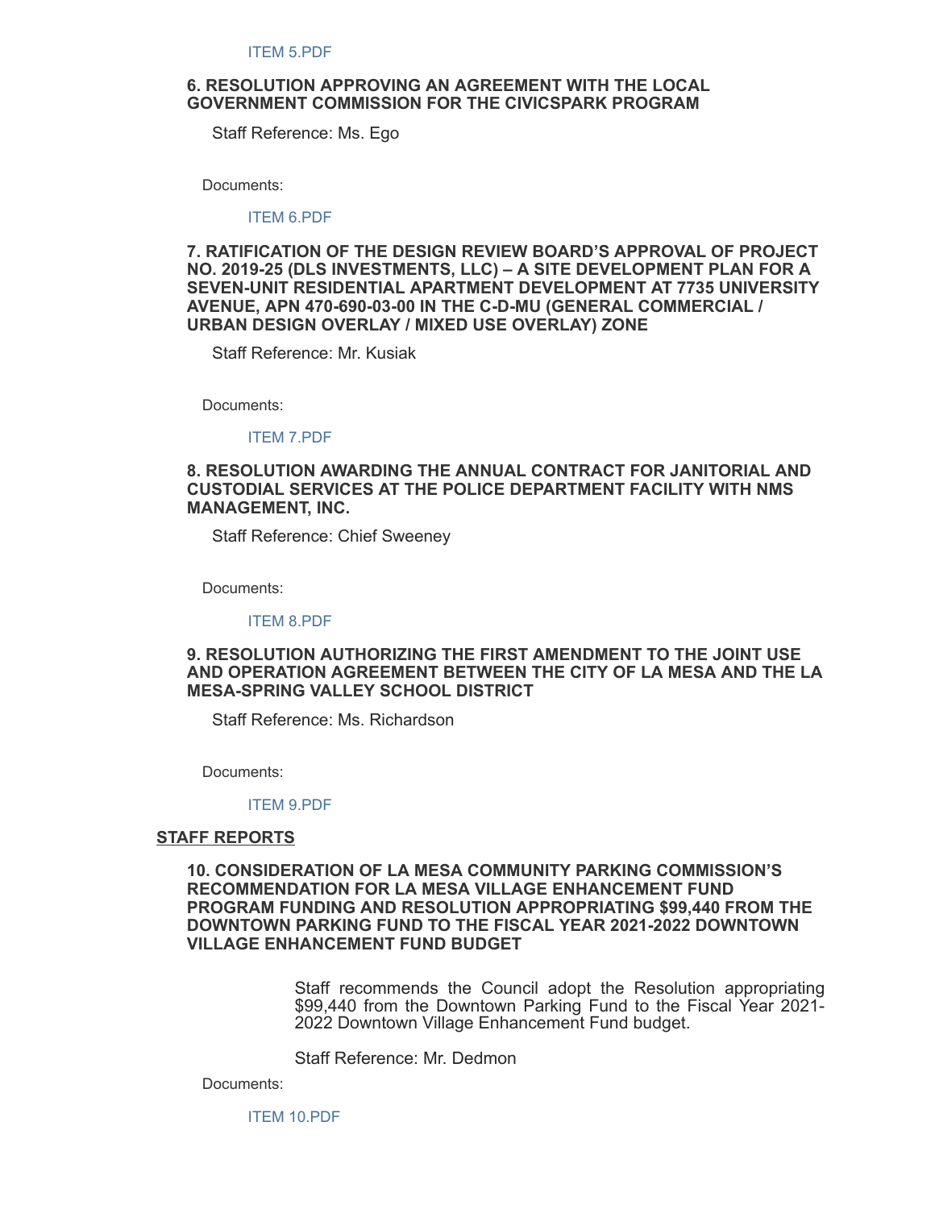ITEM 5.PDF

**6. RESOLUTION APPROVING AN AGREEMENT WITH THE LOCAL GOVERNMENT COMMISSION FOR THE CIVICSPARK PROGRAM**

Staff Reference: Ms. Ego

Documents:

ITEM 6.PDF

**7. RATIFICATION OF THE DESIGN REVIEW BOARD'S APPROVAL OF PROJECT NO. 2019-25 (DLS INVESTMENTS, LLC) – A SITE DEVELOPMENT PLAN FOR A SEVEN-UNIT RESIDENTIAL APARTMENT DEVELOPMENT AT 7735 UNIVERSITY AVENUE, APN 470-690-03-00 IN THE C-D-MU (GENERAL COMMERCIAL / URBAN DESIGN OVERLAY / MIXED USE OVERLAY) ZONE**

Staff Reference: Mr. Kusiak

Documents:

ITEM 7.PDF

**8. RESOLUTION AWARDING THE ANNUAL CONTRACT FOR JANITORIAL AND CUSTODIAL SERVICES AT THE POLICE DEPARTMENT FACILITY WITH NMS MANAGEMENT, INC.**

Staff Reference: Chief Sweeney

Documents:

ITEM 8.PDF

**9. RESOLUTION AUTHORIZING THE FIRST AMENDMENT TO THE JOINT USE AND OPERATION AGREEMENT BETWEEN THE CITY OF LA MESA AND THE LA MESA-SPRING VALLEY SCHOOL DISTRICT**

Staff Reference: Ms. Richardson

Documents:

ITEM 9.PDF

## STAFF REPORTS

**10. CONSIDERATION OF LA MESA COMMUNITY PARKING COMMISSION'S RECOMMENDATION FOR LA MESA VILLAGE ENHANCEMENT FUND PROGRAM FUNDING AND RESOLUTION APPROPRIATING $99,440 FROM THE DOWNTOWN PARKING FUND TO THE FISCAL YEAR 2021-2022 DOWNTOWN VILLAGE ENHANCEMENT FUND BUDGET**

Staff recommends the Council adopt the Resolution appropriating $99,440 from the Downtown Parking Fund to the Fiscal Year 2021-2022 Downtown Village Enhancement Fund budget.

Staff Reference: Mr. Dedmon

Documents:

ITEM 10.PDF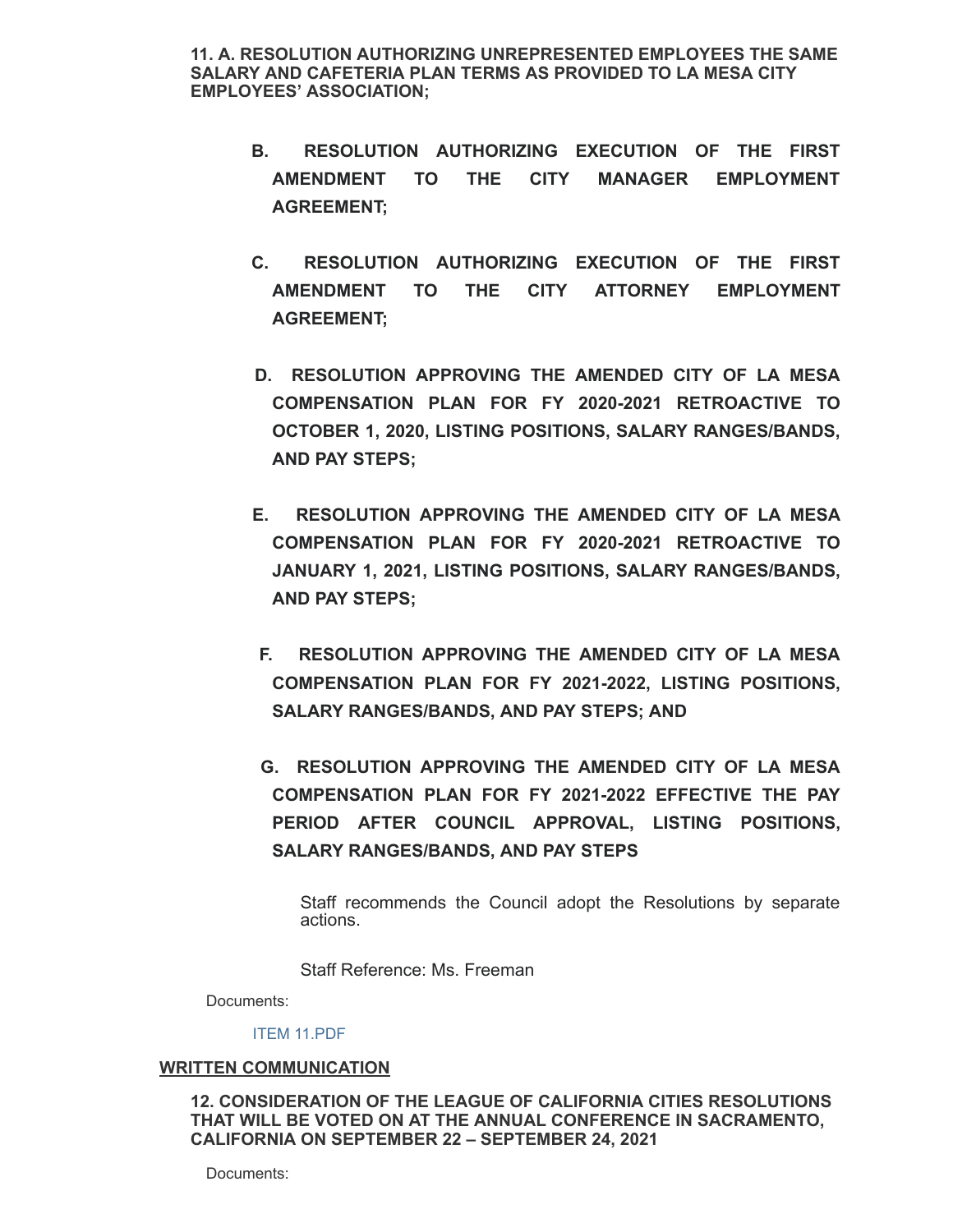**11. A. RESOLUTION AUTHORIZING UNREPRESENTED EMPLOYEES THE SAME SALARY AND CAFETERIA PLAN TERMS AS PROVIDED TO LA MESA CITY EMPLOYEES' ASSOCIATION;**

**B. RESOLUTION AUTHORIZING EXECUTION OF THE FIRST AMENDMENT TO THE CITY MANAGER EMPLOYMENT AGREEMENT;**

**C. RESOLUTION AUTHORIZING EXECUTION OF THE FIRST AMENDMENT TO THE CITY ATTORNEY EMPLOYMENT AGREEMENT;**

**D. RESOLUTION APPROVING THE AMENDED CITY OF LA MESA COMPENSATION PLAN FOR FY 2020-2021 RETROACTIVE TO OCTOBER 1, 2020, LISTING POSITIONS, SALARY RANGES/BANDS, AND PAY STEPS;**

**E. RESOLUTION APPROVING THE AMENDED CITY OF LA MESA COMPENSATION PLAN FOR FY 2020-2021 RETROACTIVE TO JANUARY 1, 2021, LISTING POSITIONS, SALARY RANGES/BANDS, AND PAY STEPS;**

**F. RESOLUTION APPROVING THE AMENDED CITY OF LA MESA COMPENSATION PLAN FOR FY 2021-2022, LISTING POSITIONS, SALARY RANGES/BANDS, AND PAY STEPS; AND**

**G. RESOLUTION APPROVING THE AMENDED CITY OF LA MESA COMPENSATION PLAN FOR FY 2021-2022 EFFECTIVE THE PAY PERIOD AFTER COUNCIL APPROVAL, LISTING POSITIONS, SALARY RANGES/BANDS, AND PAY STEPS**

Staff recommends the Council adopt the Resolutions by separate actions.

Staff Reference: Ms. Freeman

Documents:

ITEM 11.PDF

## WRITTEN COMMUNICATION

**12. CONSIDERATION OF THE LEAGUE OF CALIFORNIA CITIES RESOLUTIONS THAT WILL BE VOTED ON AT THE ANNUAL CONFERENCE IN SACRAMENTO, CALIFORNIA ON SEPTEMBER 22 – SEPTEMBER 24, 2021**

Documents: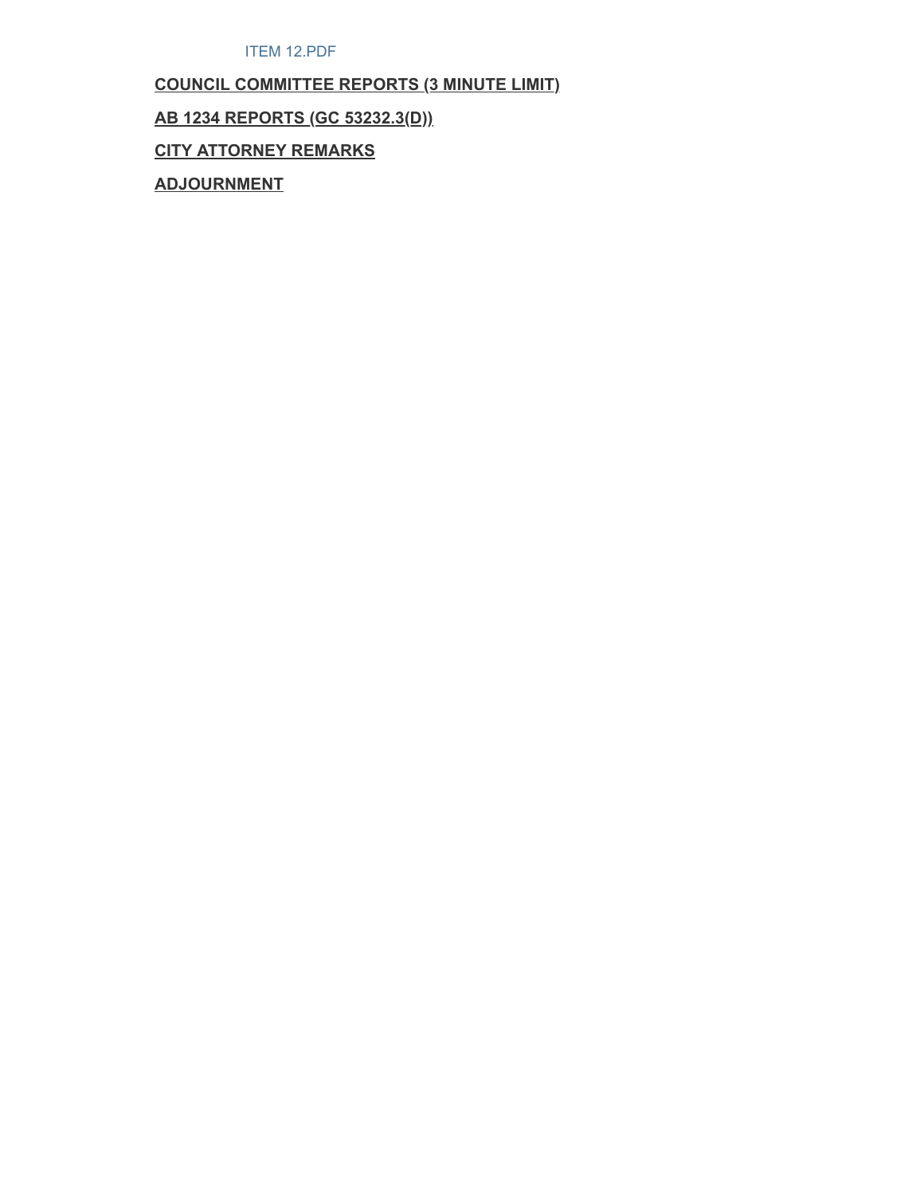ITEM 12.PDF

**COUNCIL COMMITTEE REPORTS (3 MINUTE LIMIT)**

**AB 1234 REPORTS (GC 53232.3(D))**

**CITY ATTORNEY REMARKS**

**ADJOURNMENT**